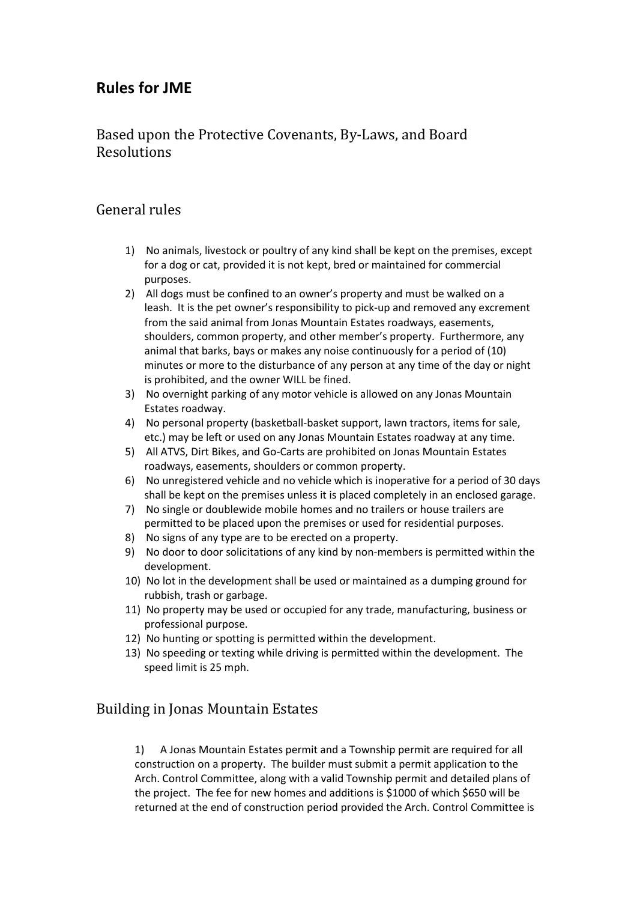# Rules for JME

## Based upon the Protective Covenants, By-Laws, and Board Resolutions

## General rules

1) No animals, livestock or poultry of any kind shall be kept on the premises, except for a dog or cat, provided it is not kept, bred or maintained for commercial purposes.
2) All dogs must be confined to an owner's property and must be walked on a leash. It is the pet owner's responsibility to pick-up and removed any excrement from the said animal from Jonas Mountain Estates roadways, easements, shoulders, common property, and other member's property. Furthermore, any animal that barks, bays or makes any noise continuously for a period of (10) minutes or more to the disturbance of any person at any time of the day or night is prohibited, and the owner WILL be fined.
3) No overnight parking of any motor vehicle is allowed on any Jonas Mountain Estates roadway.
4) No personal property (basketball-basket support, lawn tractors, items for sale, etc.) may be left or used on any Jonas Mountain Estates roadway at any time.
5) All ATVS, Dirt Bikes, and Go-Carts are prohibited on Jonas Mountain Estates roadways, easements, shoulders or common property.
6) No unregistered vehicle and no vehicle which is inoperative for a period of 30 days shall be kept on the premises unless it is placed completely in an enclosed garage.
7) No single or doublewide mobile homes and no trailers or house trailers are permitted to be placed upon the premises or used for residential purposes.
8) No signs of any type are to be erected on a property.
9) No door to door solicitations of any kind by non-members is permitted within the development.
10) No lot in the development shall be used or maintained as a dumping ground for rubbish, trash or garbage.
11) No property may be used or occupied for any trade, manufacturing, business or professional purpose.
12) No hunting or spotting is permitted within the development.
13) No speeding or texting while driving is permitted within the development. The speed limit is 25 mph.

## Building in Jonas Mountain Estates

1) A Jonas Mountain Estates permit and a Township permit are required for all construction on a property. The builder must submit a permit application to the Arch. Control Committee, along with a valid Township permit and detailed plans of the project. The fee for new homes and additions is $1000 of which $650 will be returned at the end of construction period provided the Arch. Control Committee is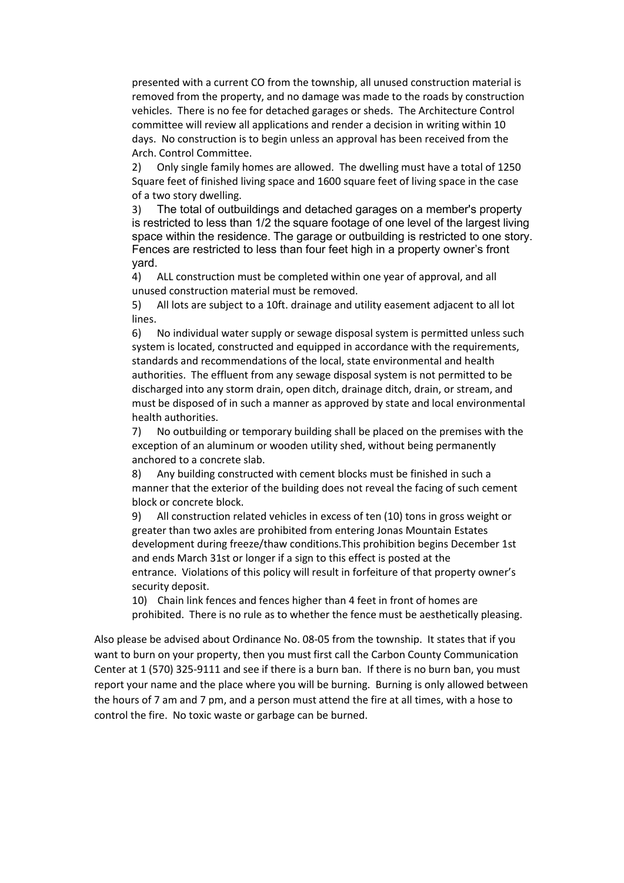presented with a current CO from the township, all unused construction material is removed from the property, and no damage was made to the roads by construction vehicles. There is no fee for detached garages or sheds. The Architecture Control committee will review all applications and render a decision in writing within 10 days. No construction is to begin unless an approval has been received from the Arch. Control Committee.

2) Only single family homes are allowed. The dwelling must have a total of 1250 Square feet of finished living space and 1600 square feet of living space in the case of a two story dwelling.

3) The total of outbuildings and detached garages on a member's property is restricted to less than 1/2 the square footage of one level of the largest living space within the residence. The garage or outbuilding is restricted to one story. Fences are restricted to less than four feet high in a property owner's front yard.

4) ALL construction must be completed within one year of approval, and all unused construction material must be removed.

5) All lots are subject to a 10ft. drainage and utility easement adjacent to all lot lines.

6) No individual water supply or sewage disposal system is permitted unless such system is located, constructed and equipped in accordance with the requirements, standards and recommendations of the local, state environmental and health authorities. The effluent from any sewage disposal system is not permitted to be discharged into any storm drain, open ditch, drainage ditch, drain, or stream, and must be disposed of in such a manner as approved by state and local environmental health authorities.

7) No outbuilding or temporary building shall be placed on the premises with the exception of an aluminum or wooden utility shed, without being permanently anchored to a concrete slab.

8) Any building constructed with cement blocks must be finished in such a manner that the exterior of the building does not reveal the facing of such cement block or concrete block.

9) All construction related vehicles in excess of ten (10) tons in gross weight or greater than two axles are prohibited from entering Jonas Mountain Estates development during freeze/thaw conditions.This prohibition begins December 1st and ends March 31st or longer if a sign to this effect is posted at the entrance. Violations of this policy will result in forfeiture of that property owner's security deposit.

10) Chain link fences and fences higher than 4 feet in front of homes are prohibited. There is no rule as to whether the fence must be aesthetically pleasing.

Also please be advised about Ordinance No. 08-05 from the township. It states that if you want to burn on your property, then you must first call the Carbon County Communication Center at 1 (570) 325-9111 and see if there is a burn ban. If there is no burn ban, you must report your name and the place where you will be burning. Burning is only allowed between the hours of 7 am and 7 pm, and a person must attend the fire at all times, with a hose to control the fire. No toxic waste or garbage can be burned.